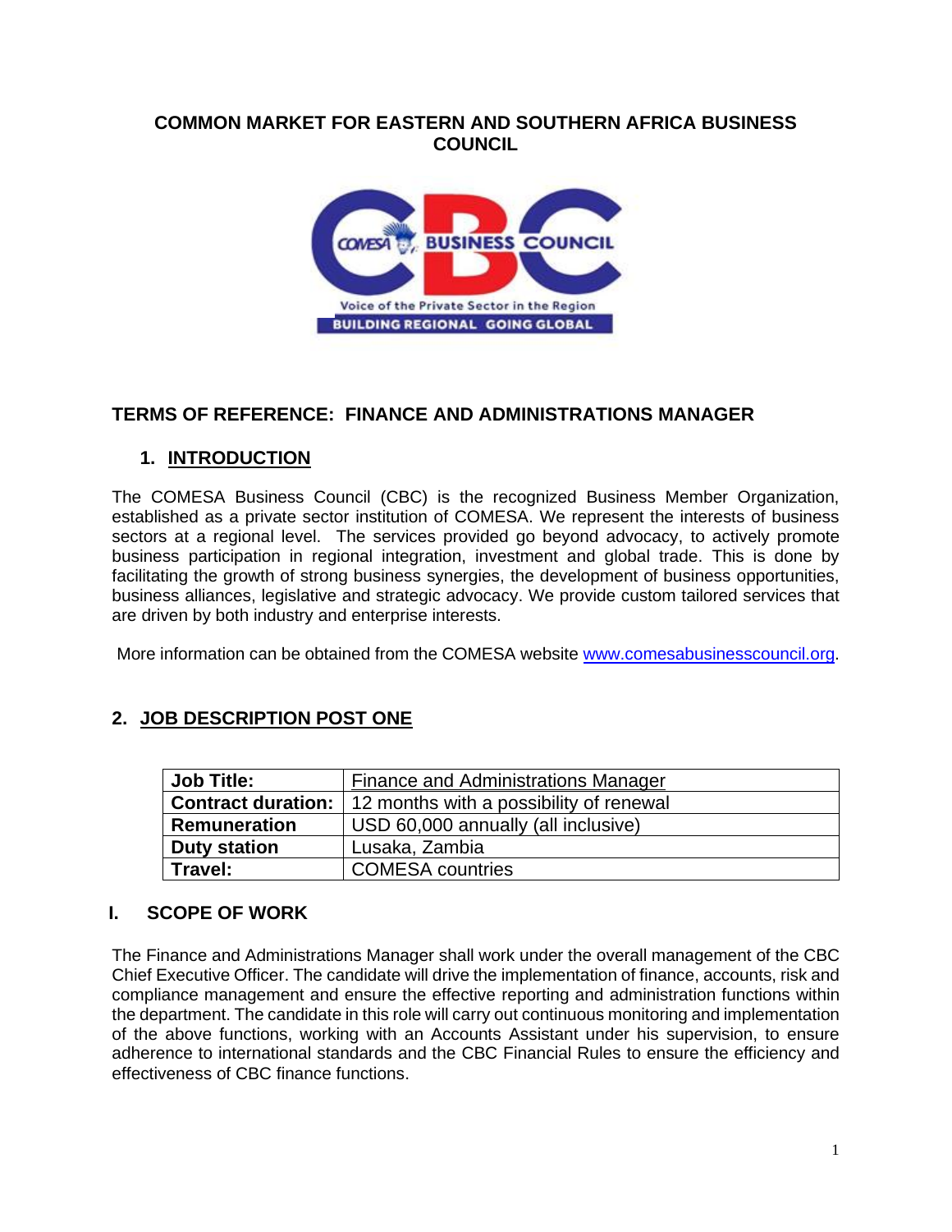# COMMON MARKET FOR EASTERN AND SOUTHERN AFRICA BUSINESS COUNCIL

## TERMS OF REFERENCE: FINANCE AND ADMINISTRATIONS MANAGER

### 1. INTRODUCTION

The COMESA Business Council (CBC) is the recognized Business Member Organization, established as a private sector institution of COMESA. We represent the interests of business sectors at a regional level. The services provided go beyond advocacy, to actively promote business participation in regional integration, investment and global trade. This is done by facilitating the growth of strong business synergies, the development of business opportunities, business alliances, legislative and strategic advocacy. We provide custom tailored services that are driven by both industry and enterprise interests.

More information can be obtained from the COMESA website [www.comesabusinesscouncil.org](http://www.comesabusinesscouncil.org).

### 2. JOB DESCRIPTION POST ONE

| **Job Title:** | Finance and Administrations Manager |
|---|---|
| **Contract duration:** | 12 months with a possibility of renewal |
| **Remuneration** | USD 60,000 annually (all inclusive) |
| **Duty station** | Lusaka, Zambia |
| **Travel:** | COMESA countries |

### I. SCOPE OF WORK

The Finance and Administrations Manager shall work under the overall management of the CBC Chief Executive Officer. The candidate will drive the implementation of finance, accounts, risk and compliance management and ensure the effective reporting and administration functions within the department. The candidate in this role will carry out continuous monitoring and implementation of the above functions, working with an Accounts Assistant under his supervision, to ensure adherence to international standards and the CBC Financial Rules to ensure the efficiency and effectiveness of CBC finance functions.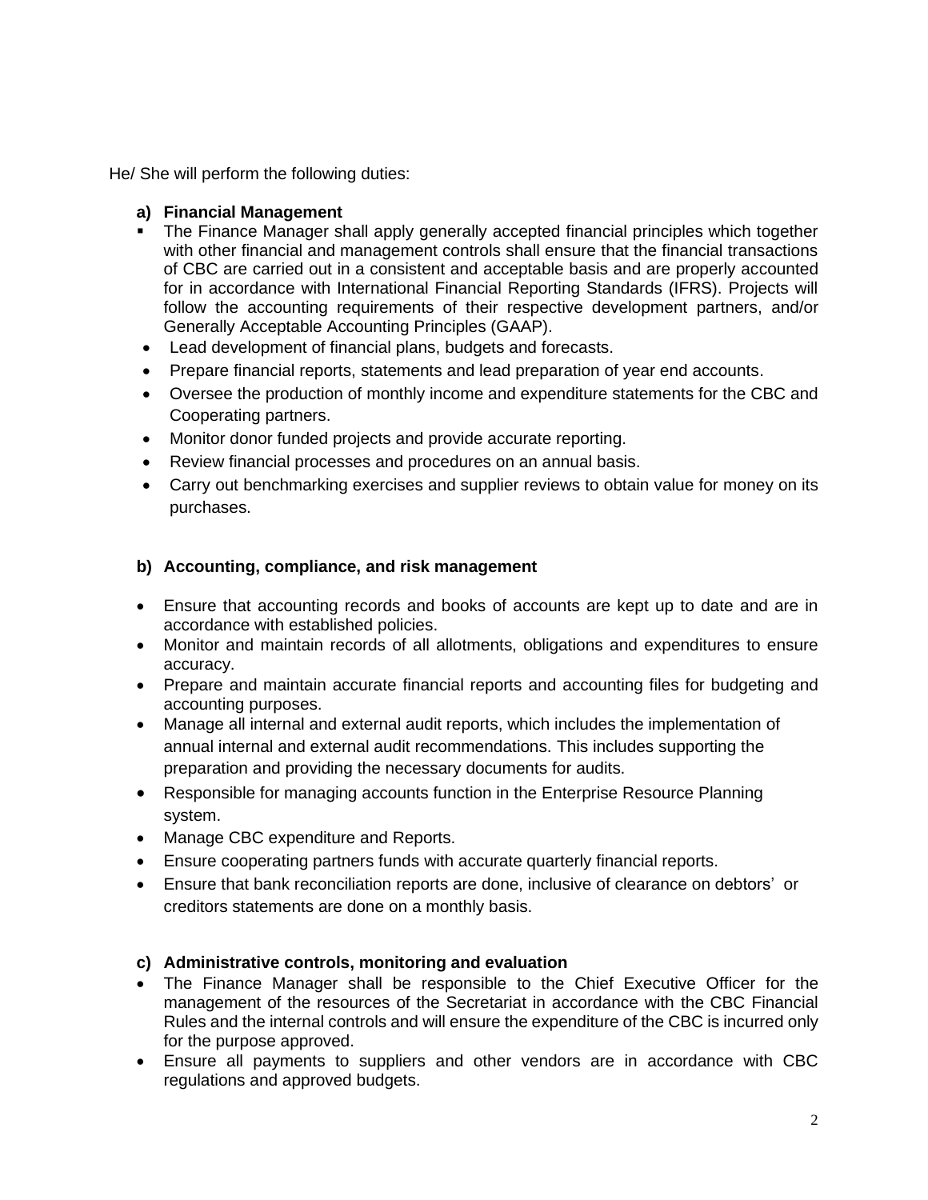He/ She will perform the following duties:

**a) Financial Management**

- The Finance Manager shall apply generally accepted financial principles which together with other financial and management controls shall ensure that the financial transactions of CBC are carried out in a consistent and acceptable basis and are properly accounted for in accordance with International Financial Reporting Standards (IFRS). Projects will follow the accounting requirements of their respective development partners, and/or Generally Acceptable Accounting Principles (GAAP).
- Lead development of financial plans, budgets and forecasts.
- Prepare financial reports, statements and lead preparation of year end accounts.
- Oversee the production of monthly income and expenditure statements for the CBC and Cooperating partners.
- Monitor donor funded projects and provide accurate reporting.
- Review financial processes and procedures on an annual basis.
- Carry out benchmarking exercises and supplier reviews to obtain value for money on its purchases.

**b) Accounting, compliance, and risk management**

- Ensure that accounting records and books of accounts are kept up to date and are in accordance with established policies.
- Monitor and maintain records of all allotments, obligations and expenditures to ensure accuracy.
- Prepare and maintain accurate financial reports and accounting files for budgeting and accounting purposes.
- Manage all internal and external audit reports, which includes the implementation of annual internal and external audit recommendations. This includes supporting the preparation and providing the necessary documents for audits.
- Responsible for managing accounts function in the Enterprise Resource Planning system.
- Manage CBC expenditure and Reports.
- Ensure cooperating partners funds with accurate quarterly financial reports.
- Ensure that bank reconciliation reports are done, inclusive of clearance on debtors' or creditors statements are done on a monthly basis.

**c) Administrative controls, monitoring and evaluation**

- The Finance Manager shall be responsible to the Chief Executive Officer for the management of the resources of the Secretariat in accordance with the CBC Financial Rules and the internal controls and will ensure the expenditure of the CBC is incurred only for the purpose approved.
- Ensure all payments to suppliers and other vendors are in accordance with CBC regulations and approved budgets.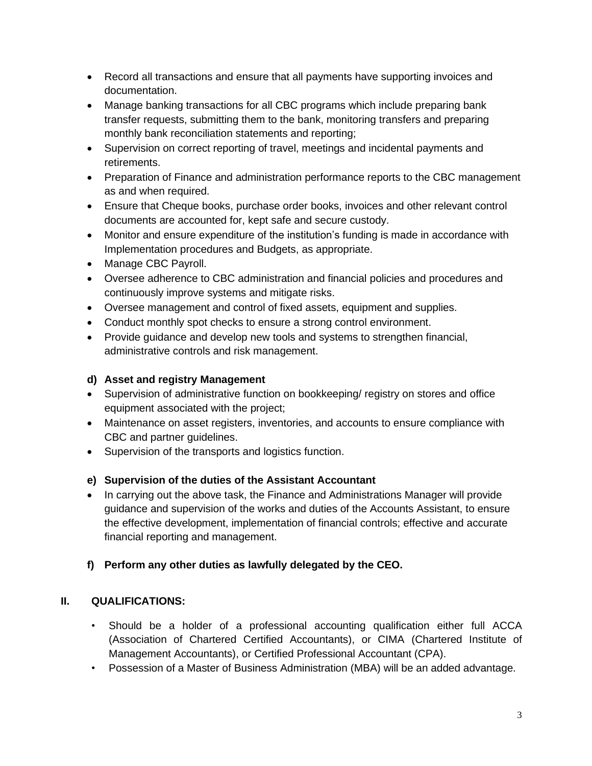- Record all transactions and ensure that all payments have supporting invoices and documentation.
- Manage banking transactions for all CBC programs which include preparing bank transfer requests, submitting them to the bank, monitoring transfers and preparing monthly bank reconciliation statements and reporting;
- Supervision on correct reporting of travel, meetings and incidental payments and retirements.
- Preparation of Finance and administration performance reports to the CBC management as and when required.
- Ensure that Cheque books, purchase order books, invoices and other relevant control documents are accounted for, kept safe and secure custody.
- Monitor and ensure expenditure of the institution's funding is made in accordance with Implementation procedures and Budgets, as appropriate.
- Manage CBC Payroll.
- Oversee adherence to CBC administration and financial policies and procedures and continuously improve systems and mitigate risks.
- Oversee management and control of fixed assets, equipment and supplies.
- Conduct monthly spot checks to ensure a strong control environment.
- Provide guidance and develop new tools and systems to strengthen financial, administrative controls and risk management.

**d) Asset and registry Management**

- Supervision of administrative function on bookkeeping/ registry on stores and office equipment associated with the project;
- Maintenance on asset registers, inventories, and accounts to ensure compliance with CBC and partner guidelines.
- Supervision of the transports and logistics function.

**e) Supervision of the duties of the Assistant Accountant**

- In carrying out the above task, the Finance and Administrations Manager will provide guidance and supervision of the works and duties of the Accounts Assistant, to ensure the effective development, implementation of financial controls; effective and accurate financial reporting and management.

**f) Perform any other duties as lawfully delegated by the CEO.**

## II. QUALIFICATIONS:

- Should be a holder of a professional accounting qualification either full ACCA (Association of Chartered Certified Accountants), or CIMA (Chartered Institute of Management Accountants), or Certified Professional Accountant (CPA).
- Possession of a Master of Business Administration (MBA) will be an added advantage.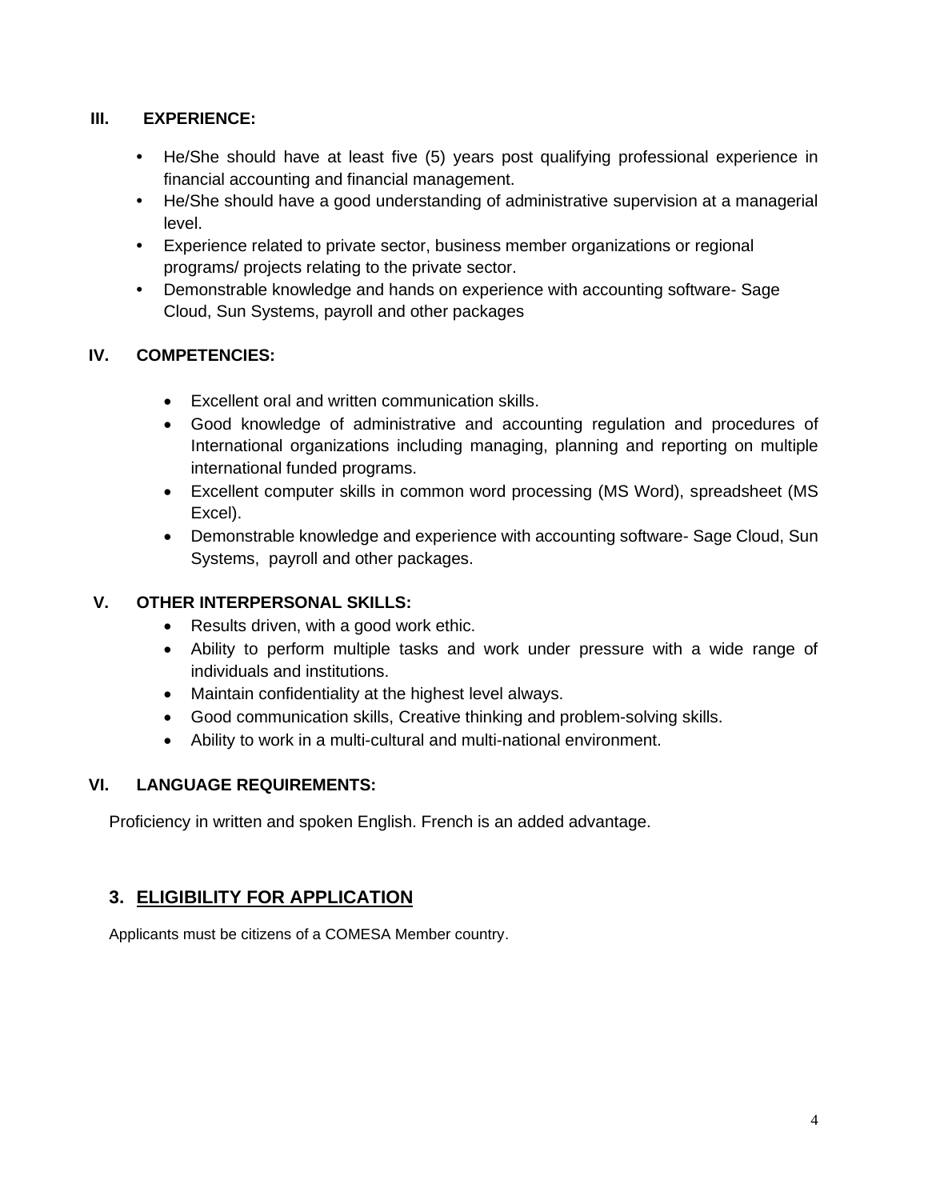### III. EXPERIENCE:

- He/She should have at least five (5) years post qualifying professional experience in financial accounting and financial management.
- He/She should have a good understanding of administrative supervision at a managerial level.
- Experience related to private sector, business member organizations or regional programs/ projects relating to the private sector.
- Demonstrable knowledge and hands on experience with accounting software- Sage Cloud, Sun Systems, payroll and other packages

### IV. COMPETENCIES:

- Excellent oral and written communication skills.
- Good knowledge of administrative and accounting regulation and procedures of International organizations including managing, planning and reporting on multiple international funded programs.
- Excellent computer skills in common word processing (MS Word), spreadsheet (MS Excel).
- Demonstrable knowledge and experience with accounting software- Sage Cloud, Sun Systems, payroll and other packages.

### V. OTHER INTERPERSONAL SKILLS:

- Results driven, with a good work ethic.
- Ability to perform multiple tasks and work under pressure with a wide range of individuals and institutions.
- Maintain confidentiality at the highest level always.
- Good communication skills, Creative thinking and problem-solving skills.
- Ability to work in a multi-cultural and multi-national environment.

### VI. LANGUAGE REQUIREMENTS:

Proficiency in written and spoken English. French is an added advantage.

## 3. ELIGIBILITY FOR APPLICATION

Applicants must be citizens of a COMESA Member country.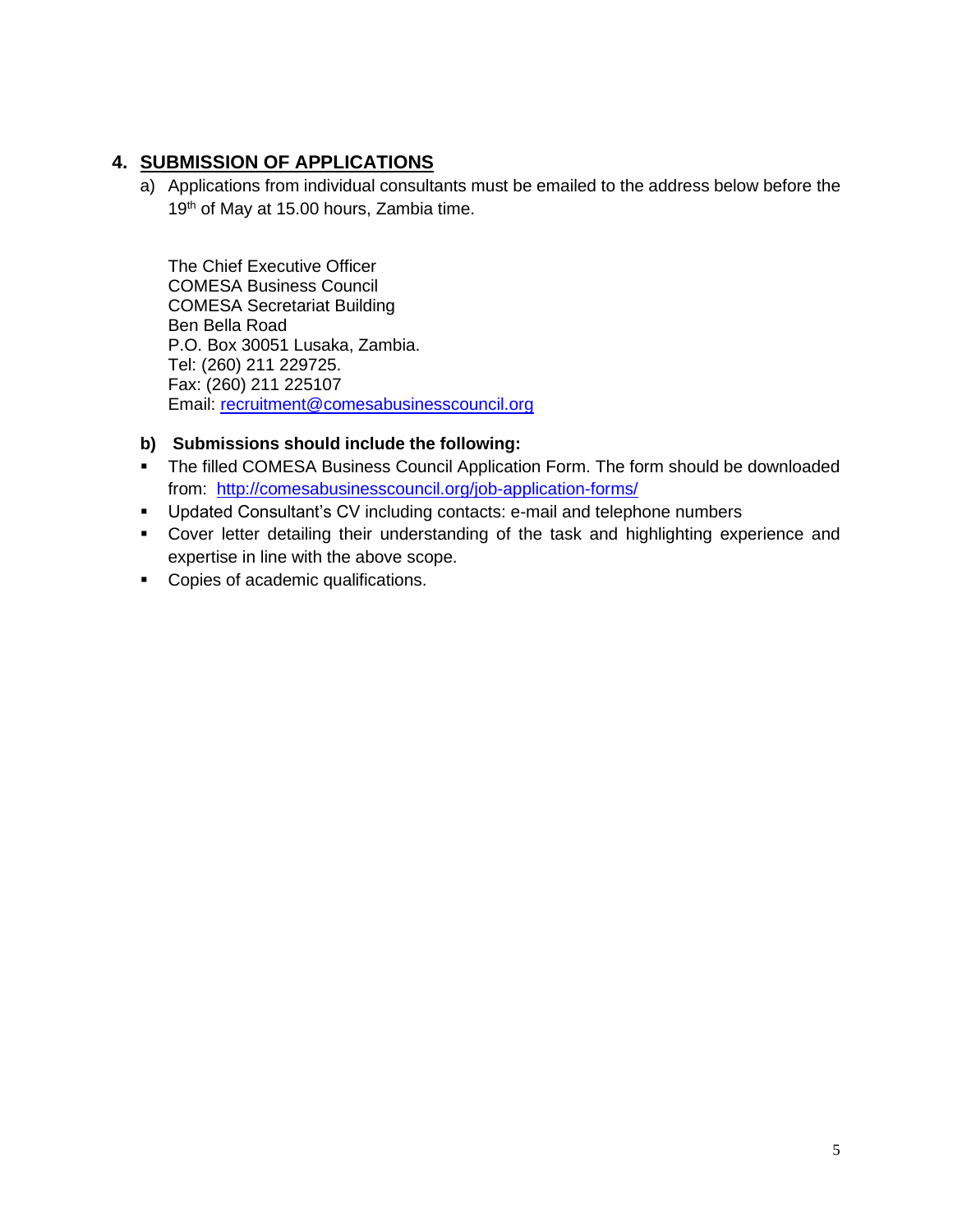## 4. SUBMISSION OF APPLICATIONS

a) Applications from individual consultants must be emailed to the address below before the 19th of May at 15.00 hours, Zambia time.

The Chief Executive Officer
COMESA Business Council
COMESA Secretariat Building
Ben Bella Road
P.O. Box 30051 Lusaka, Zambia.
Tel: (260) 211 229725.
Fax: (260) 211 225107
Email: recruitment@comesabusinesscouncil.org

**b) Submissions should include the following:**

- The filled COMESA Business Council Application Form. The form should be downloaded from: http://comesabusinesscouncil.org/job-application-forms/
- Updated Consultant's CV including contacts: e-mail and telephone numbers
- Cover letter detailing their understanding of the task and highlighting experience and expertise in line with the above scope.
- Copies of academic qualifications.